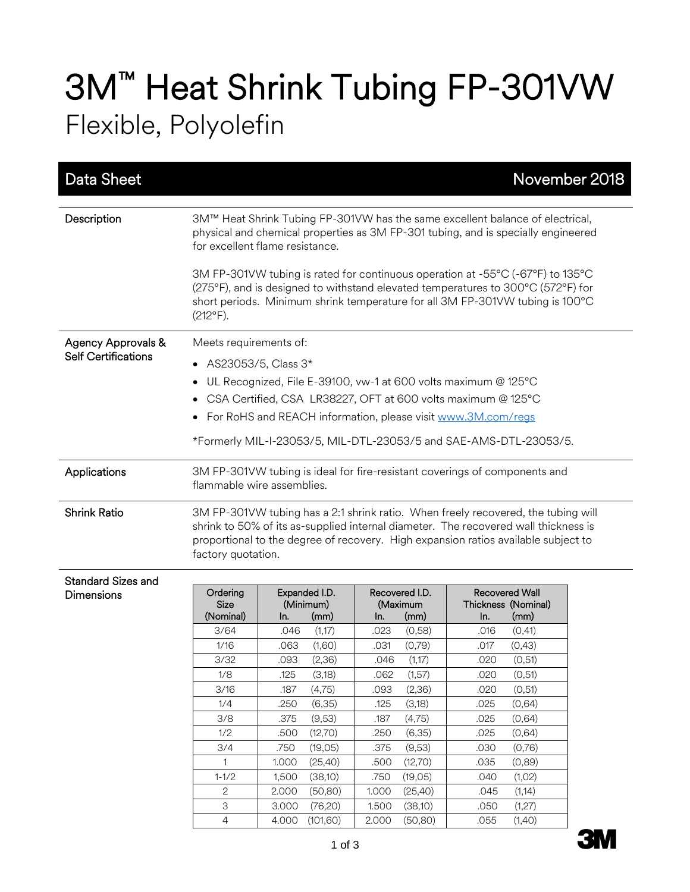# 3M™ Heat Shrink Tubing FP-301VW

## Flexible, Polyolefin

**Data Sheet** — November 2018

### Description

3M™ Heat Shrink Tubing FP-301VW has the same excellent balance of electrical, physical and chemical properties as 3M FP-301 tubing, and is specially engineered for excellent flame resistance.

3M FP-301VW tubing is rated for continuous operation at -55°C (-67°F) to 135°C (275°F), and is designed to withstand elevated temperatures to 300°C (572°F) for short periods. Minimum shrink temperature for all 3M FP-301VW tubing is 100°C (212°F).

### Agency Approvals & Self Certifications

Meets requirements of:

- AS23053/5, Class 3*
- UL Recognized, File E-39100, vw-1 at 600 volts maximum @ 125°C
- CSA Certified, CSA LR38227, OFT at 600 volts maximum @ 125°C
- For RoHS and REACH information, please visit www.3M.com/regs

*Formerly MIL-I-23053/5, MIL-DTL-23053/5 and SAE-AMS-DTL-23053/5.

### Applications

3M FP-301VW tubing is ideal for fire-resistant coverings of components and flammable wire assemblies.

### Shrink Ratio

3M FP-301VW tubing has a 2:1 shrink ratio. When freely recovered, the tubing will shrink to 50% of its as-supplied internal diameter. The recovered wall thickness is proportional to the degree of recovery. High expansion ratios available subject to factory quotation.

### Standard Sizes and Dimensions

| Ordering Size (Nominal) | Expanded I.D. (Minimum) In. | (mm) | Recovered I.D. (Maximum In. | (mm) | Recovered Wall Thickness (Nominal) In. | (mm) |
|---|---|---|---|---|---|---|
| 3/64 | .046 | (1,17) | .023 | (0,58) | .016 | (0,41) |
| 1/16 | .063 | (1,60) | .031 | (0,79) | .017 | (0,43) |
| 3/32 | .093 | (2,36) | .046 | (1,17) | .020 | (0,51) |
| 1/8 | .125 | (3,18) | .062 | (1,57) | .020 | (0,51) |
| 3/16 | .187 | (4,75) | .093 | (2,36) | .020 | (0,51) |
| 1/4 | .250 | (6,35) | .125 | (3,18) | .025 | (0,64) |
| 3/8 | .375 | (9,53) | .187 | (4,75) | .025 | (0,64) |
| 1/2 | .500 | (12,70) | .250 | (6,35) | .025 | (0,64) |
| 3/4 | .750 | (19,05) | .375 | (9,53) | .030 | (0,76) |
| 1 | 1.000 | (25,40) | .500 | (12,70) | .035 | (0,89) |
| 1-1/2 | 1,500 | (38,10) | .750 | (19,05) | .040 | (1,02) |
| 2 | 2.000 | (50,80) | 1.000 | (25,40) | .045 | (1,14) |
| 3 | 3.000 | (76,20) | 1.500 | (38,10) | .050 | (1,27) |
| 4 | 4.000 | (101,60) | 2.000 | (50,80) | .055 | (1,40) |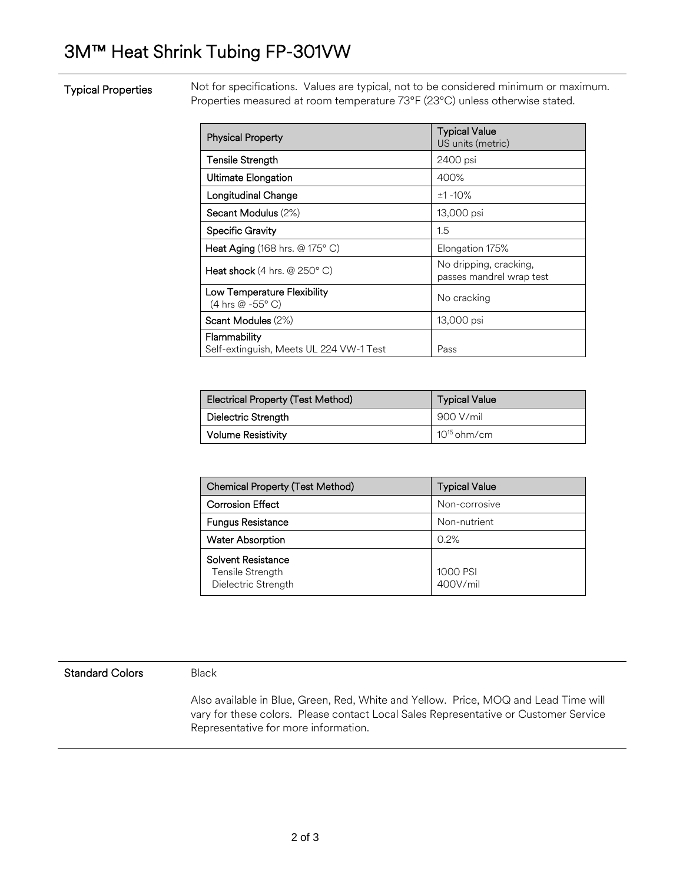# 3M™ Heat Shrink Tubing FP-301VW

## Typical Properties

Not for specifications. Values are typical, not to be considered minimum or maximum. Properties measured at room temperature 73°F (23°C) unless otherwise stated.

| Physical Property | Typical Value US units (metric) |
|---|---|
| Tensile Strength | 2400 psi |
| Ultimate Elongation | 400% |
| Longitudinal Change | ±1 -10% |
| Secant Modulus (2%) | 13,000 psi |
| Specific Gravity | 1.5 |
| Heat Aging (168 hrs. @ 175° C) | Elongation 175% |
| Heat shock (4 hrs. @ 250° C) | No dripping, cracking, passes mandrel wrap test |
| Low Temperature Flexibility (4 hrs @ -55° C) | No cracking |
| Scant Modules (2%) | 13,000 psi |
| Flammability Self-extinguish, Meets UL 224 VW-1 Test | Pass |

| Electrical Property (Test Method) | Typical Value |
|---|---|
| Dielectric Strength | 900 V/mil |
| Volume Resistivity | $10^{15}$ ohm/cm |

| Chemical Property (Test Method) | Typical Value |
|---|---|
| Corrosion Effect | Non-corrosive |
| Fungus Resistance | Non-nutrient |
| Water Absorption | 0.2% |
| Solvent Resistance<br>Tensile Strength<br>Dielectric Strength | <br>1000 PSI<br>400V/mil |

## Standard Colors

Black

Also available in Blue, Green, Red, White and Yellow. Price, MOQ and Lead Time will vary for these colors. Please contact Local Sales Representative or Customer Service Representative for more information.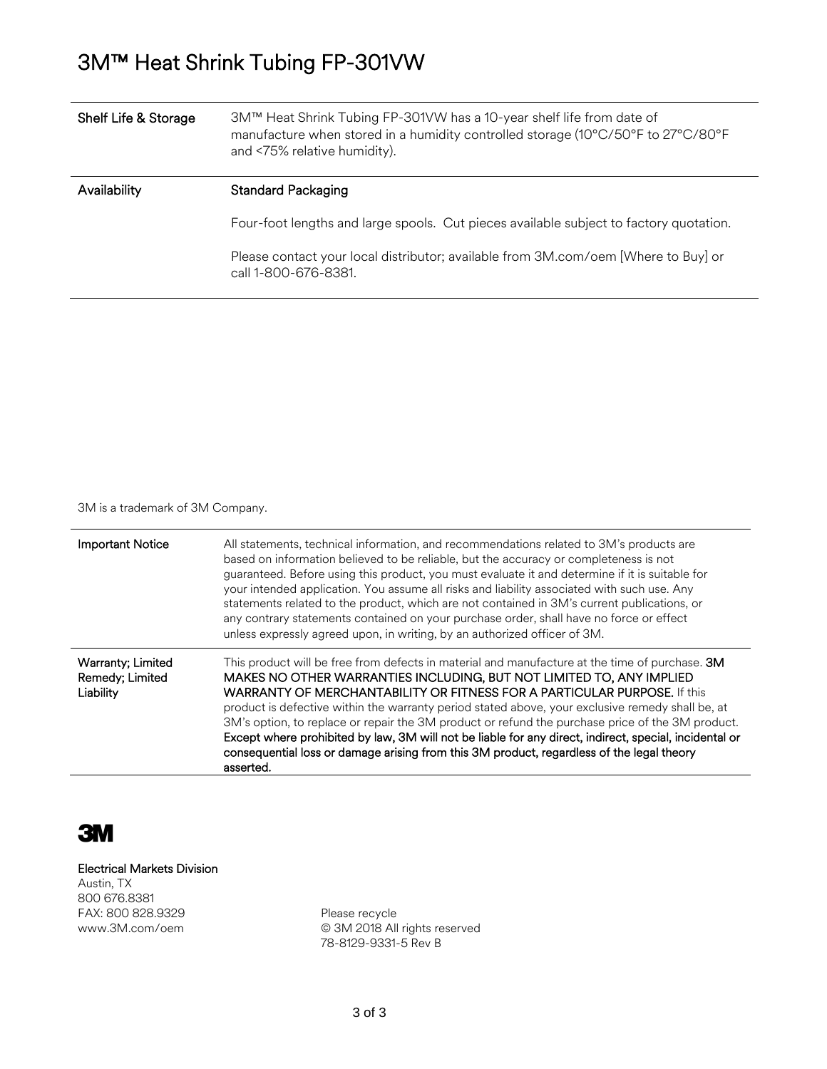# 3M™ Heat Shrink Tubing FP-301VW

| | |
|---|---|
| Shelf Life & Storage | 3M™ Heat Shrink Tubing FP-301VW has a 10-year shelf life from date of manufacture when stored in a humidity controlled storage (10°C/50°F to 27°C/80°F and <75% relative humidity). |
| Availability | **Standard Packaging**<br><br>Four-foot lengths and large spools. Cut pieces available subject to factory quotation.<br><br>Please contact your local distributor; available from 3M.com/oem [Where to Buy] or call 1-800-676-8381. |

3M is a trademark of 3M Company.

| | |
|---|---|
| Important Notice | All statements, technical information, and recommendations related to 3M's products are based on information believed to be reliable, but the accuracy or completeness is not guaranteed. Before using this product, you must evaluate it and determine if it is suitable for your intended application. You assume all risks and liability associated with such use. Any statements related to the product, which are not contained in 3M's current publications, or any contrary statements contained on your purchase order, shall have no force or effect unless expressly agreed upon, in writing, by an authorized officer of 3M. |
| Warranty; Limited Remedy; Limited Liability | This product will be free from defects in material and manufacture at the time of purchase. **3M MAKES NO OTHER WARRANTIES INCLUDING, BUT NOT LIMITED TO, ANY IMPLIED WARRANTY OF MERCHANTABILITY OR FITNESS FOR A PARTICULAR PURPOSE.** If this product is defective within the warranty period stated above, your exclusive remedy shall be, at 3M's option, to replace or repair the 3M product or refund the purchase price of the 3M product. **Except where prohibited by law, 3M will not be liable for any direct, indirect, special, incidental or consequential loss or damage arising from this 3M product, regardless of the legal theory asserted.** |

**3M**

**Electrical Markets Division**
Austin, TX
800 676.8381
FAX: 800 828.9329
www.3M.com/oem

Please recycle
© 3M 2018 All rights reserved
78-8129-9331-5 Rev B